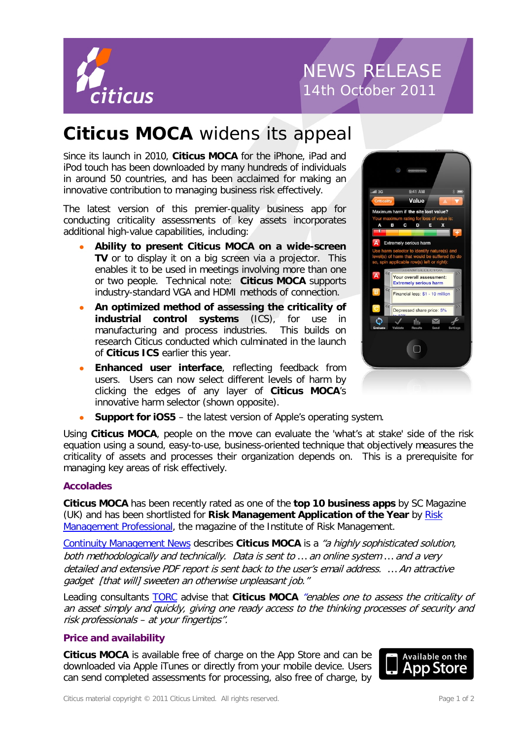citicus

NEWS RELEASE
14th October 2011

# Citicus MOCA widens its appeal

Since its launch in 2010, **Citicus MOCA** for the iPhone, iPad and iPod touch has been downloaded by many hundreds of individuals in around 50 countries, and has been acclaimed for making an innovative contribution to managing business risk effectively.

The latest version of this premier-quality business app for conducting criticality assessments of key assets incorporates additional high-value capabilities, including:

- **Ability to present Citicus MOCA on a wide-screen TV** or to display it on a big screen via a projector. This enables it to be used in meetings involving more than one or two people. Technical note: **Citicus MOCA** supports industry-standard VGA and HDMI methods of connection.
- **An optimized method of assessing the criticality of industrial control systems** (ICS), for use in manufacturing and process industries. This builds on research Citicus conducted which culminated in the launch of **Citicus ICS** earlier this year.
- **Enhanced user interface**, reflecting feedback from users. Users can now select different levels of harm by clicking the edges of any layer of **Citicus MOCA**'s innovative harm selector (shown opposite).
- **Support for iOS5** – the latest version of Apple's operating system.

Using **Citicus MOCA**, people on the move can evaluate the 'what's at stake' side of the risk equation using a sound, easy-to-use, business-oriented technique that objectively measures the criticality of assets and processes their organization depends on. This is a prerequisite for managing key areas of risk effectively.

## Accolades

**Citicus MOCA** has been recently rated as one of the **top 10 business apps** by SC Magazine (UK) and has been shortlisted for **Risk Management Application of the Year** by Risk Management Professional, the magazine of the Institute of Risk Management.

Continuity Management News describes **Citicus MOCA** is a *"a highly sophisticated solution, both methodologically and technically. Data is sent to … an online system … and a very detailed and extensive PDF report is sent back to the user's email address. … An attractive gadget [that will] sweeten an otherwise unpleasant job."*

Leading consultants TORC advise that **Citicus MOCA** *"enables one to assess the criticality of an asset simply and quickly, giving one ready access to the thinking processes of security and risk professionals – at your fingertips".*

## Price and availability

**Citicus MOCA** is available free of charge on the App Store and can be downloaded via Apple iTunes or directly from your mobile device. Users can send completed assessments for processing, also free of charge, by

Available on the App Store

Citicus material copyright © 2011 Citicus Limited. All rights reserved.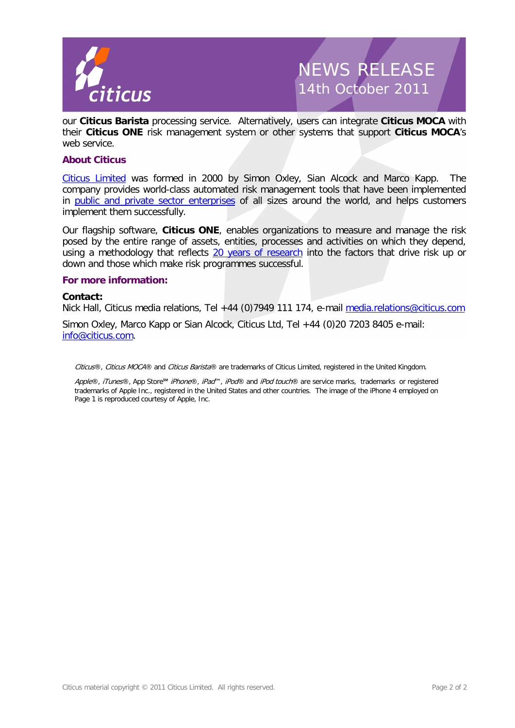our **Citicus Barista** processing service. Alternatively, users can integrate **Citicus MOCA** with their **Citicus ONE** risk management system or other systems that support **Citicus MOCA**'s web service.

## About Citicus

Citicus Limited was formed in 2000 by Simon Oxley, Sian Alcock and Marco Kapp. The company provides world-class automated risk management tools that have been implemented in public and private sector enterprises of all sizes around the world, and helps customers implement them successfully.

Our flagship software, **Citicus ONE**, enables organizations to measure and manage the risk posed by the entire range of assets, entities, processes and activities on which they depend, using a methodology that reflects 20 years of research into the factors that drive risk up or down and those which make risk programmes successful.

## For more information:

**Contact:**
Nick Hall, Citicus media relations, Tel +44 (0)7949 111 174, e-mail media.relations@citicus.com

Simon Oxley, Marco Kapp or Sian Alcock, Citicus Ltd, Tel +44 (0)20 7203 8405 e-mail: info@citicus.com.

*Citicus*®, *Citicus MOCA*® and *Citicus Barista*® are trademarks of Citicus Limited, registered in the United Kingdom.

*Apple*®, *iTunes*®, App Store℠ *iPhone*®, *iPad*™, *iPod*® and *iPod touch*® are service marks, trademarks or registered trademarks of Apple Inc., registered in the United States and other countries. The image of the iPhone 4 employed on Page 1 is reproduced courtesy of Apple, Inc.

Citicus material copyright © 2011 Citicus Limited. All rights reserved.